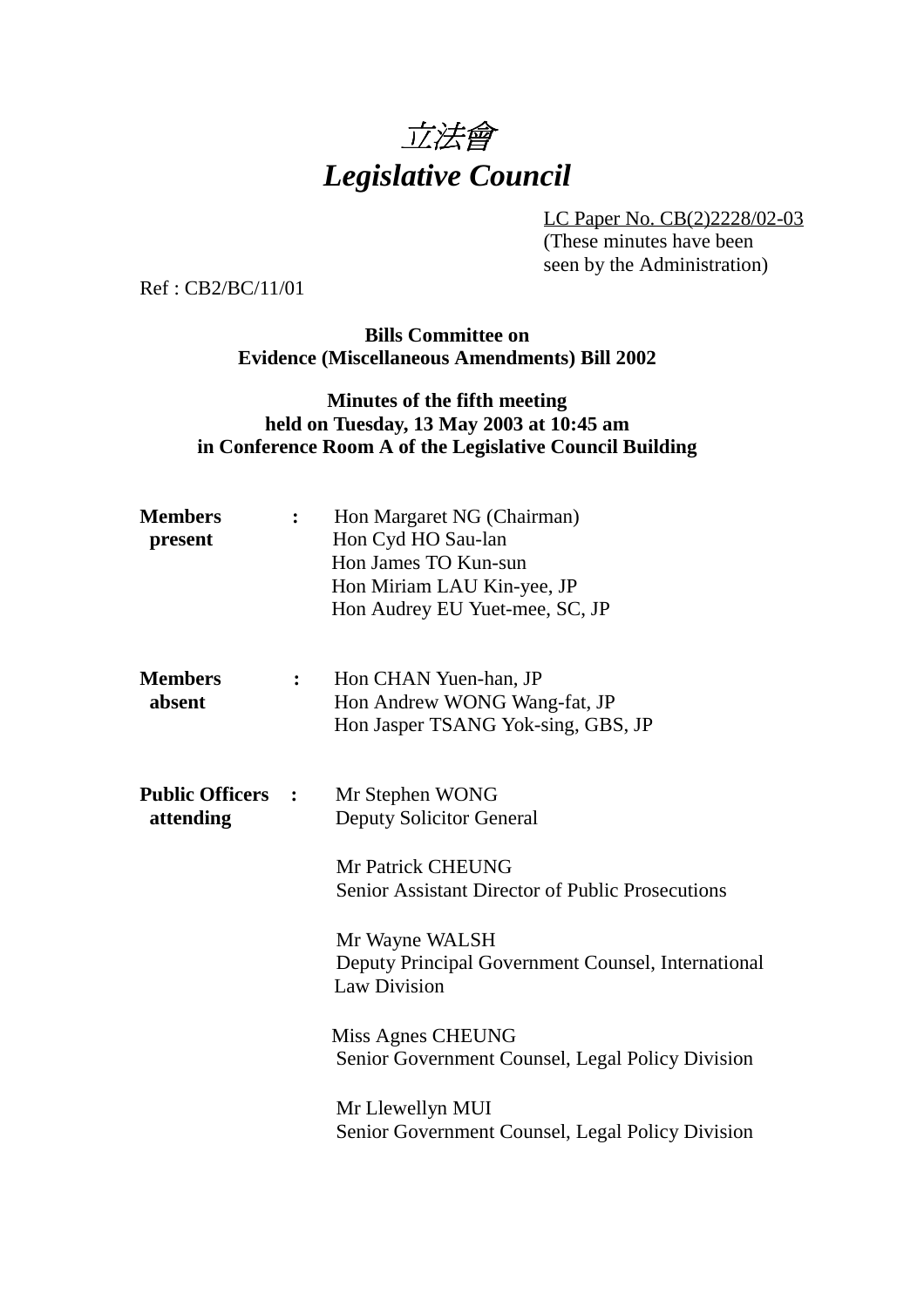# 立法會
# *Legislative Council*

LC Paper No. CB(2)2228/02-03
(These minutes have been seen by the Administration)

Ref : CB2/BC/11/01

**Bills Committee on**
**Evidence (Miscellaneous Amendments) Bill 2002**

**Minutes of the fifth meeting**
**held on Tuesday, 13 May 2003 at 10:45 am**
**in Conference Room A of the Legislative Council Building**

**Members present** :
Hon Margaret NG (Chairman)
Hon Cyd HO Sau-lan
Hon James TO Kun-sun
Hon Miriam LAU Kin-yee, JP
Hon Audrey EU Yuet-mee, SC, JP

**Members absent** :
Hon CHAN Yuen-han, JP
Hon Andrew WONG Wang-fat, JP
Hon Jasper TSANG Yok-sing, GBS, JP

**Public Officers attending** :
Mr Stephen WONG
Deputy Solicitor General

Mr Patrick CHEUNG
Senior Assistant Director of Public Prosecutions

Mr Wayne WALSH
Deputy Principal Government Counsel, International Law Division

Miss Agnes CHEUNG
Senior Government Counsel, Legal Policy Division

Mr Llewellyn MUI
Senior Government Counsel, Legal Policy Division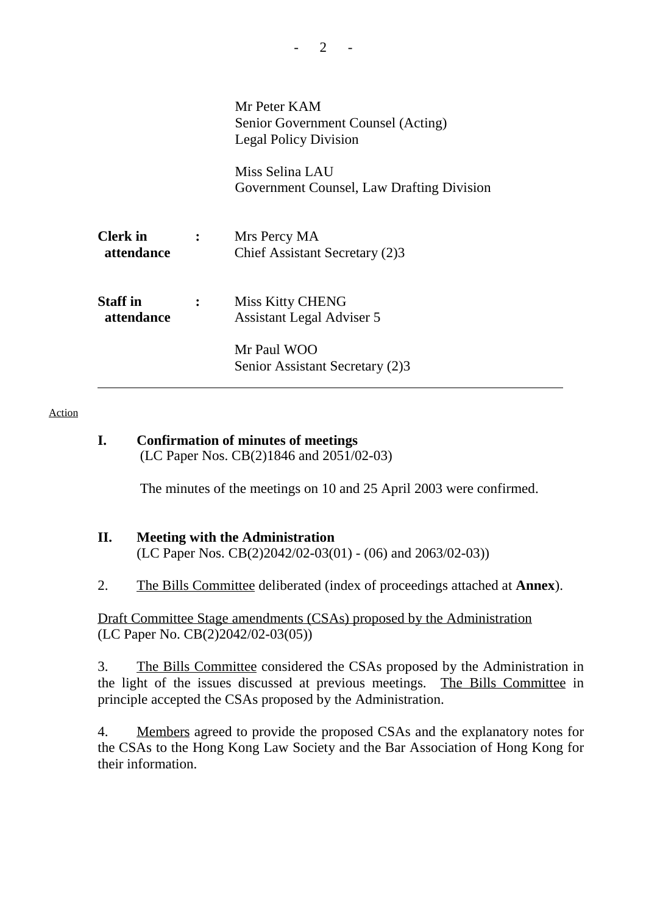| | | |
|---|---|---|
| | | Mr Peter KAM<br>Senior Government Counsel (Acting)<br>Legal Policy Division |
| | | Miss Selina LAU<br>Government Counsel, Law Drafting Division |
| **Clerk in attendance** | **:** | Mrs Percy MA<br>Chief Assistant Secretary (2)3 |
| **Staff in attendance** | **:** | Miss Kitty CHENG<br>Assistant Legal Adviser 5 |
| | | Mr Paul WOO<br>Senior Assistant Secretary (2)3 |

---

Action

**I. Confirmation of minutes of meetings**
(LC Paper Nos. CB(2)1846 and 2051/02-03)

The minutes of the meetings on 10 and 25 April 2003 were confirmed.

**II. Meeting with the Administration**
(LC Paper Nos. CB(2)2042/02-03(01) - (06) and 2063/02-03))

2. The Bills Committee deliberated (index of proceedings attached at **Annex**).

Draft Committee Stage amendments (CSAs) proposed by the Administration
(LC Paper No. CB(2)2042/02-03(05))

3. The Bills Committee considered the CSAs proposed by the Administration in the light of the issues discussed at previous meetings. The Bills Committee in principle accepted the CSAs proposed by the Administration.

4. Members agreed to provide the proposed CSAs and the explanatory notes for the CSAs to the Hong Kong Law Society and the Bar Association of Hong Kong for their information.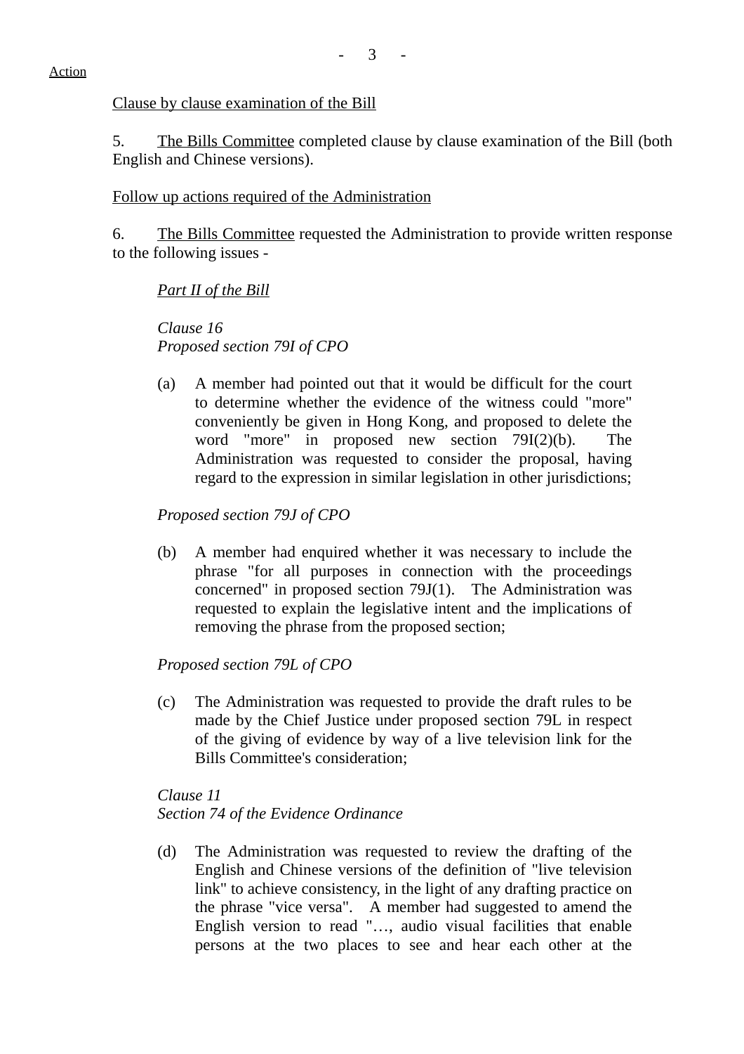Action

<u>Clause by clause examination of the Bill</u>

5. <u>The Bills Committee</u> completed clause by clause examination of the Bill (both English and Chinese versions).

<u>Follow up actions required of the Administration</u>

6. <u>The Bills Committee</u> requested the Administration to provide written response to the following issues -

*<u>Part II of the Bill</u>*

*Clause 16*
*Proposed section 79I of CPO*

(a) A member had pointed out that it would be difficult for the court to determine whether the evidence of the witness could "more" conveniently be given in Hong Kong, and proposed to delete the word "more" in proposed new section 79I(2)(b). The Administration was requested to consider the proposal, having regard to the expression in similar legislation in other jurisdictions;

*Proposed section 79J of CPO*

(b) A member had enquired whether it was necessary to include the phrase "for all purposes in connection with the proceedings concerned" in proposed section 79J(1). The Administration was requested to explain the legislative intent and the implications of removing the phrase from the proposed section;

*Proposed section 79L of CPO*

(c) The Administration was requested to provide the draft rules to be made by the Chief Justice under proposed section 79L in respect of the giving of evidence by way of a live television link for the Bills Committee's consideration;

*Clause 11*
*Section 74 of the Evidence Ordinance*

(d) The Administration was requested to review the drafting of the English and Chinese versions of the definition of "live television link" to achieve consistency, in the light of any drafting practice on the phrase "vice versa". A member had suggested to amend the English version to read "…, audio visual facilities that enable persons at the two places to see and hear each other at the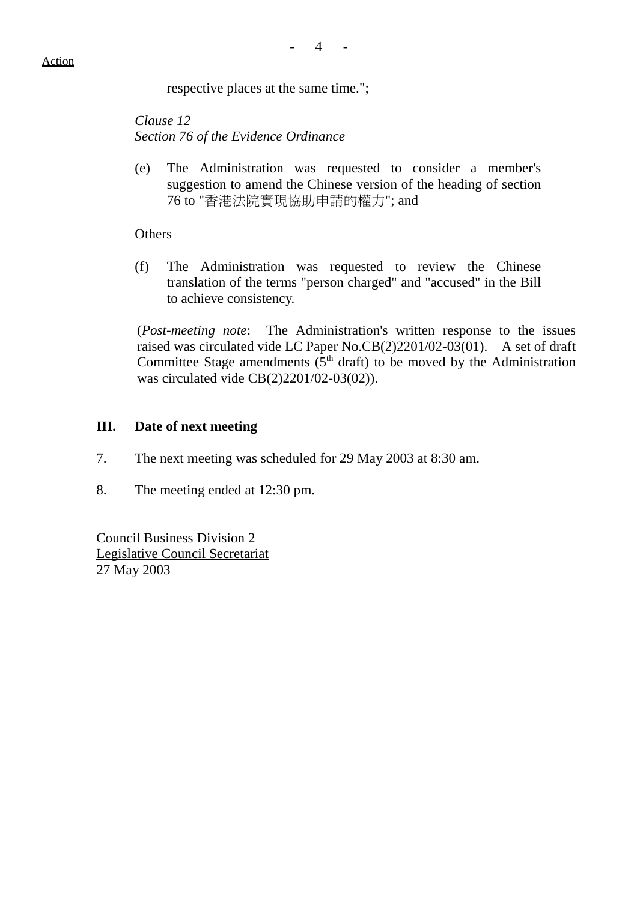Action

respective places at the same time.";

*Clause 12*
*Section 76 of the Evidence Ordinance*

(e) The Administration was requested to consider a member's suggestion to amend the Chinese version of the heading of section 76 to "香港法院實現協助申請的權力"; and

Others

(f) The Administration was requested to review the Chinese translation of the terms "person charged" and "accused" in the Bill to achieve consistency.

(*Post-meeting note*: The Administration's written response to the issues raised was circulated vide LC Paper No.CB(2)2201/02-03(01). A set of draft Committee Stage amendments (5th draft) to be moved by the Administration was circulated vide CB(2)2201/02-03(02)).

## III. Date of next meeting

7. The next meeting was scheduled for 29 May 2003 at 8:30 am.

8. The meeting ended at 12:30 pm.

Council Business Division 2
Legislative Council Secretariat
27 May 2003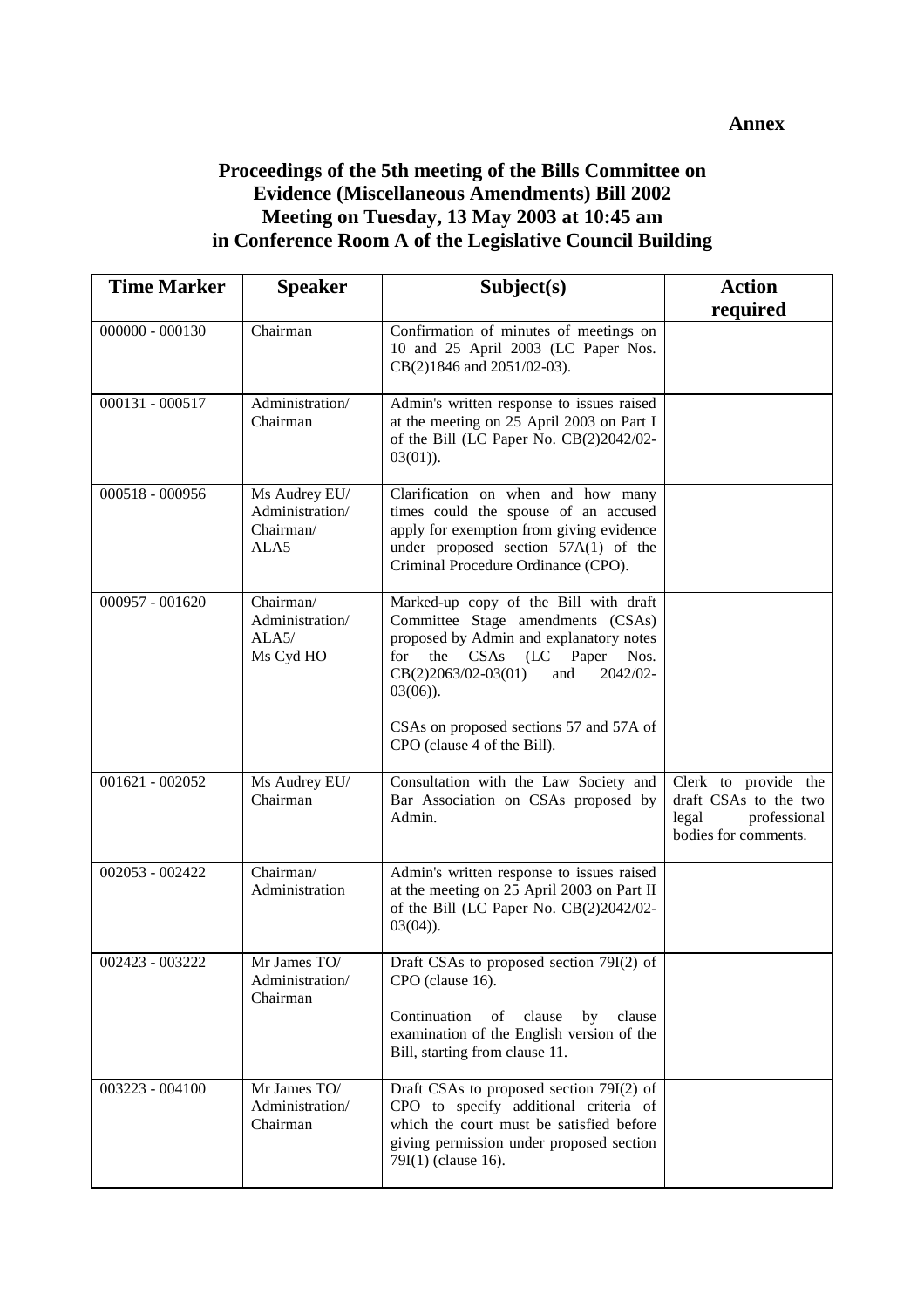**Annex**

# Proceedings of the 5th meeting of the Bills Committee on Evidence (Miscellaneous Amendments) Bill 2002 Meeting on Tuesday, 13 May 2003 at 10:45 am in Conference Room A of the Legislative Council Building

| Time Marker | Speaker | Subject(s) | Action required |
|---|---|---|---|
| 000000 - 000130 | Chairman | Confirmation of minutes of meetings on 10 and 25 April 2003 (LC Paper Nos. CB(2)1846 and 2051/02-03). | |
| 000131 - 000517 | Administration/ Chairman | Admin's written response to issues raised at the meeting on 25 April 2003 on Part I of the Bill (LC Paper No. CB(2)2042/02-03(01)). | |
| 000518 - 000956 | Ms Audrey EU/ Administration/ Chairman/ ALA5 | Clarification on when and how many times could the spouse of an accused apply for exemption from giving evidence under proposed section 57A(1) of the Criminal Procedure Ordinance (CPO). | |
| 000957 - 001620 | Chairman/ Administration/ ALA5/ Ms Cyd HO | Marked-up copy of the Bill with draft Committee Stage amendments (CSAs) proposed by Admin and explanatory notes for the CSAs (LC Paper Nos. CB(2)2063/02-03(01) and 2042/02-03(06)).<br><br>CSAs on proposed sections 57 and 57A of CPO (clause 4 of the Bill). | |
| 001621 - 002052 | Ms Audrey EU/ Chairman | Consultation with the Law Society and Bar Association on CSAs proposed by Admin. | Clerk to provide the draft CSAs to the two legal professional bodies for comments. |
| 002053 - 002422 | Chairman/ Administration | Admin's written response to issues raised at the meeting on 25 April 2003 on Part II of the Bill (LC Paper No. CB(2)2042/02-03(04)). | |
| 002423 - 003222 | Mr James TO/ Administration/ Chairman | Draft CSAs to proposed section 79I(2) of CPO (clause 16).<br><br>Continuation of clause by clause examination of the English version of the Bill, starting from clause 11. | |
| 003223 - 004100 | Mr James TO/ Administration/ Chairman | Draft CSAs to proposed section 79I(2) of CPO to specify additional criteria of which the court must be satisfied before giving permission under proposed section 79I(1) (clause 16). | |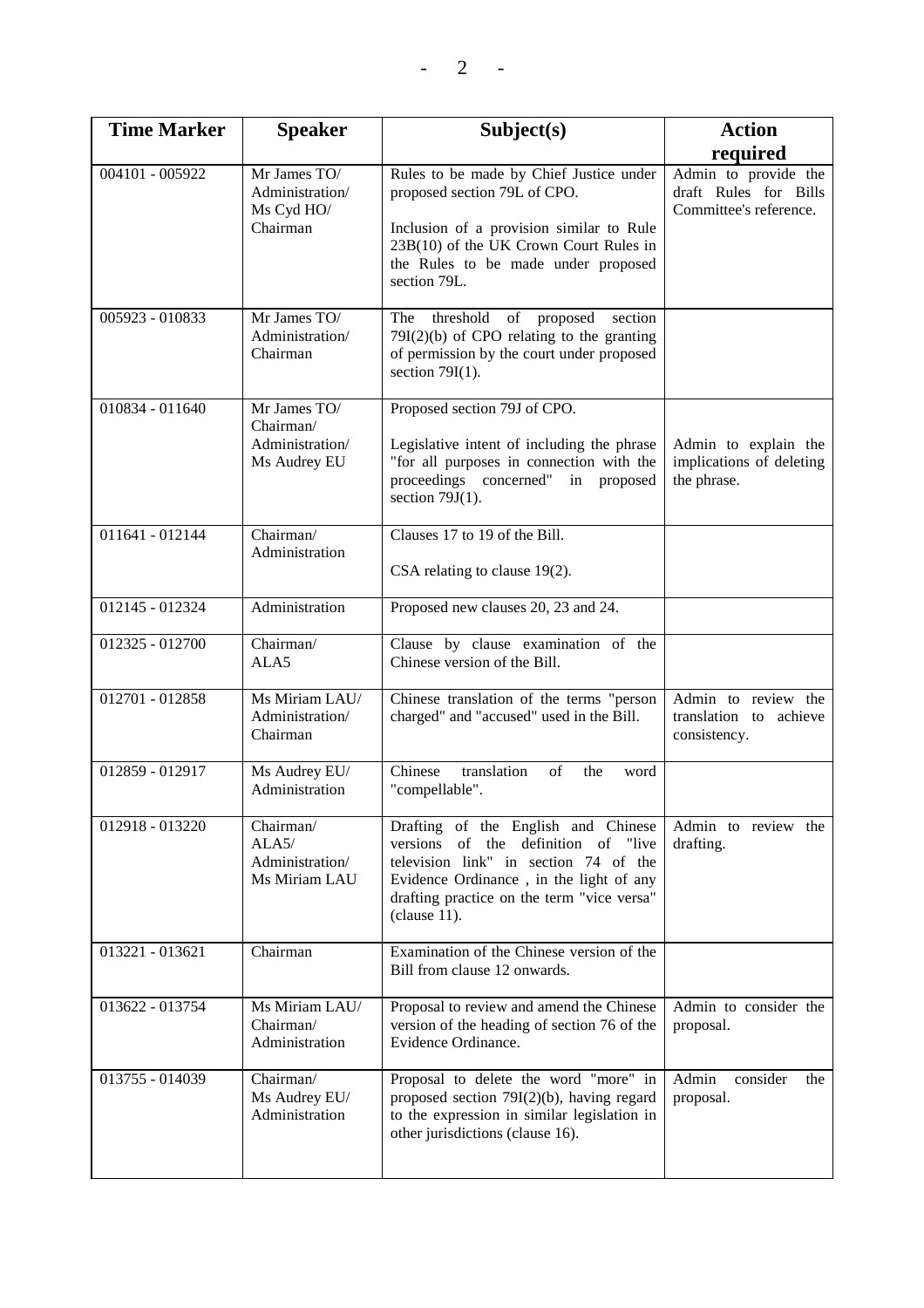| Time Marker | Speaker | Subject(s) | Action required |
|---|---|---|---|
| 004101 - 005922 | Mr James TO/ Administration/ Ms Cyd HO/ Chairman | Rules to be made by Chief Justice under proposed section 79L of CPO.<br><br>Inclusion of a provision similar to Rule 23B(10) of the UK Crown Court Rules in the Rules to be made under proposed section 79L. | Admin to provide the draft Rules for Bills Committee's reference. |
| 005923 - 010833 | Mr James TO/ Administration/ Chairman | The threshold of proposed section 79I(2)(b) of CPO relating to the granting of permission by the court under proposed section 79I(1). | |
| 010834 - 011640 | Mr James TO/ Chairman/ Administration/ Ms Audrey EU | Proposed section 79J of CPO.<br><br>Legislative intent of including the phrase "for all purposes in connection with the proceedings concerned" in proposed section 79J(1). | Admin to explain the implications of deleting the phrase. |
| 011641 - 012144 | Chairman/ Administration | Clauses 17 to 19 of the Bill.<br><br>CSA relating to clause 19(2). | |
| 012145 - 012324 | Administration | Proposed new clauses 20, 23 and 24. | |
| 012325 - 012700 | Chairman/ ALA5 | Clause by clause examination of the Chinese version of the Bill. | |
| 012701 - 012858 | Ms Miriam LAU/ Administration/ Chairman | Chinese translation of the terms "person charged" and "accused" used in the Bill. | Admin to review the translation to achieve consistency. |
| 012859 - 012917 | Ms Audrey EU/ Administration | Chinese translation of the word "compellable". | |
| 012918 - 013220 | Chairman/ ALA5/ Administration/ Ms Miriam LAU | Drafting of the English and Chinese versions of the definition of "live television link" in section 74 of the Evidence Ordinance , in the light of any drafting practice on the term "vice versa" (clause 11). | Admin to review the drafting. |
| 013221 - 013621 | Chairman | Examination of the Chinese version of the Bill from clause 12 onwards. | |
| 013622 - 013754 | Ms Miriam LAU/ Chairman/ Administration | Proposal to review and amend the Chinese version of the heading of section 76 of the Evidence Ordinance. | Admin to consider the proposal. |
| 013755 - 014039 | Chairman/ Ms Audrey EU/ Administration | Proposal to delete the word "more" in proposed section 79I(2)(b), having regard to the expression in similar legislation in other jurisdictions (clause 16). | Admin consider the proposal. |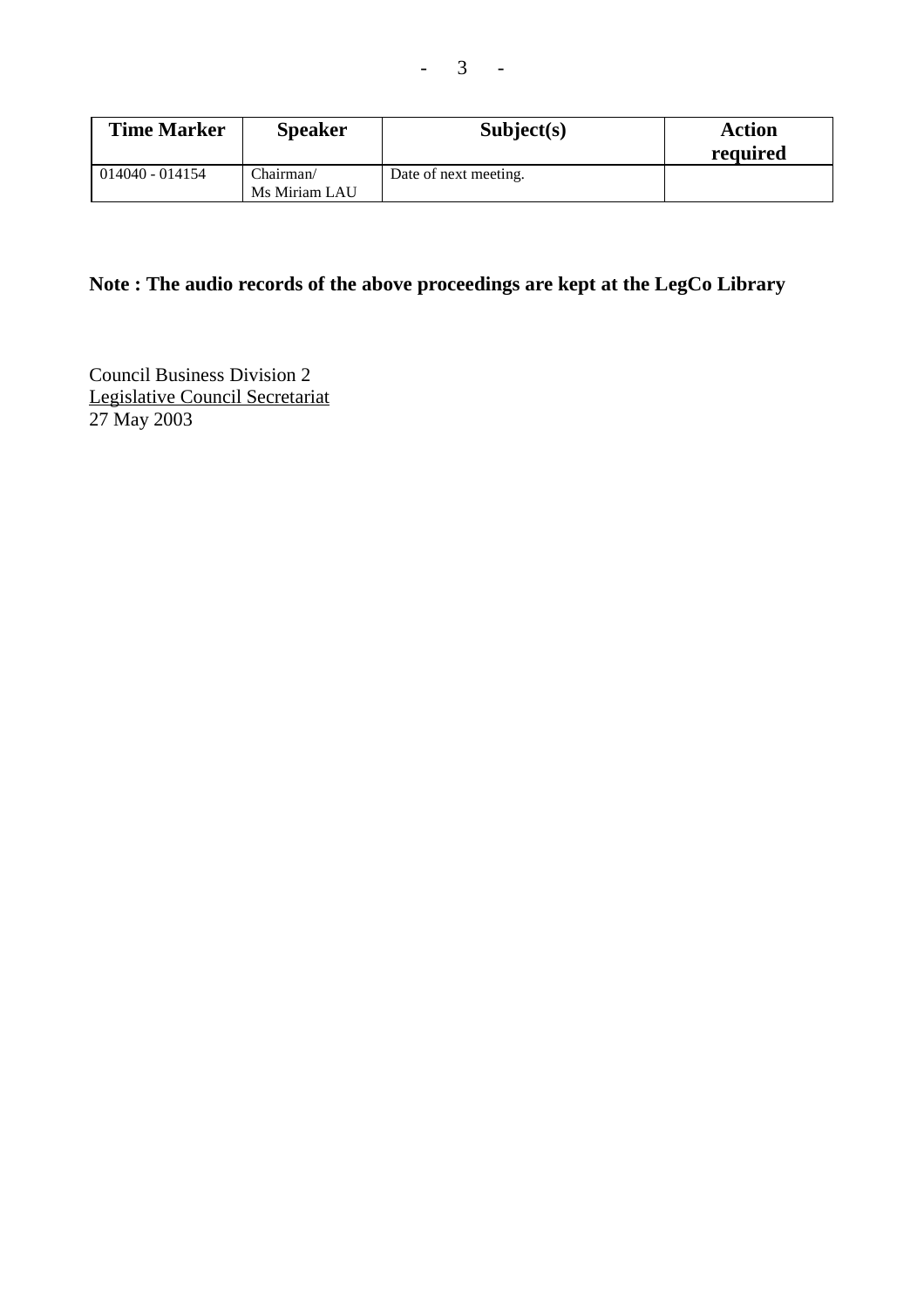| Time Marker | Speaker | Subject(s) | Action required |
|---|---|---|---|
| 014040 - 014154 | Chairman/ Ms Miriam LAU | Date of next meeting. | |

**Note : The audio records of the above proceedings are kept at the LegCo Library**

Council Business Division 2
Legislative Council Secretariat
27 May 2003